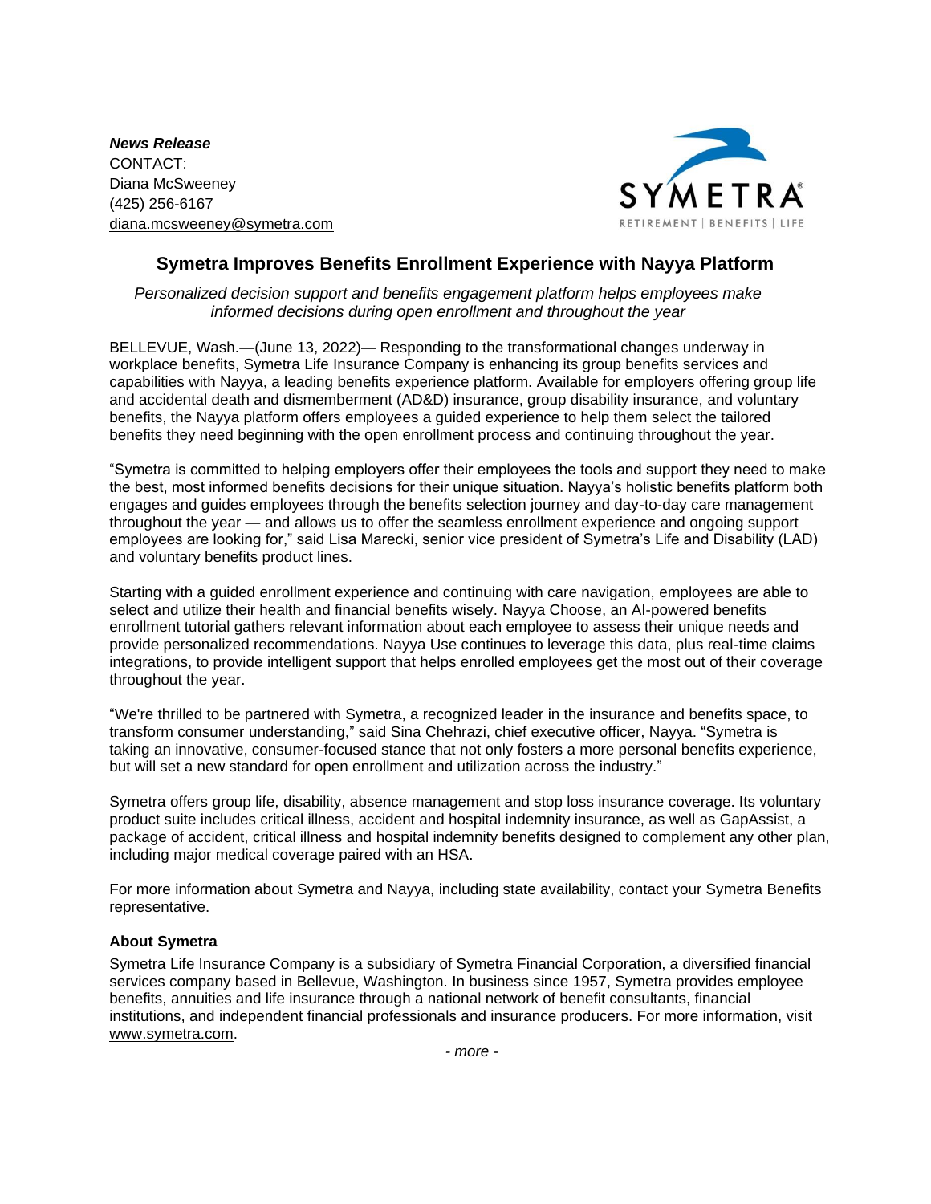***News Release***
CONTACT:
Diana McSweeney
(425) 256-6167
diana.mcsweeney@symetra.com

# Symetra Improves Benefits Enrollment Experience with Nayya Platform

*Personalized decision support and benefits engagement platform helps employees make informed decisions during open enrollment and throughout the year*

BELLEVUE, Wash.—(June 13, 2022)— Responding to the transformational changes underway in workplace benefits, Symetra Life Insurance Company is enhancing its group benefits services and capabilities with Nayya, a leading benefits experience platform. Available for employers offering group life and accidental death and dismemberment (AD&D) insurance, group disability insurance, and voluntary benefits, the Nayya platform offers employees a guided experience to help them select the tailored benefits they need beginning with the open enrollment process and continuing throughout the year.

"Symetra is committed to helping employers offer their employees the tools and support they need to make the best, most informed benefits decisions for their unique situation. Nayya's holistic benefits platform both engages and guides employees through the benefits selection journey and day-to-day care management throughout the year — and allows us to offer the seamless enrollment experience and ongoing support employees are looking for," said Lisa Marecki, senior vice president of Symetra's Life and Disability (LAD) and voluntary benefits product lines.

Starting with a guided enrollment experience and continuing with care navigation, employees are able to select and utilize their health and financial benefits wisely. Nayya Choose, an AI-powered benefits enrollment tutorial gathers relevant information about each employee to assess their unique needs and provide personalized recommendations. Nayya Use continues to leverage this data, plus real-time claims integrations, to provide intelligent support that helps enrolled employees get the most out of their coverage throughout the year.

"We're thrilled to be partnered with Symetra, a recognized leader in the insurance and benefits space, to transform consumer understanding," said Sina Chehrazi, chief executive officer, Nayya. "Symetra is taking an innovative, consumer-focused stance that not only fosters a more personal benefits experience, but will set a new standard for open enrollment and utilization across the industry."

Symetra offers group life, disability, absence management and stop loss insurance coverage. Its voluntary product suite includes critical illness, accident and hospital indemnity insurance, as well as GapAssist, a package of accident, critical illness and hospital indemnity benefits designed to complement any other plan, including major medical coverage paired with an HSA.

For more information about Symetra and Nayya, including state availability, contact your Symetra Benefits representative.

**About Symetra**

Symetra Life Insurance Company is a subsidiary of Symetra Financial Corporation, a diversified financial services company based in Bellevue, Washington. In business since 1957, Symetra provides employee benefits, annuities and life insurance through a national network of benefit consultants, financial institutions, and independent financial professionals and insurance producers. For more information, visit www.symetra.com.

*- more -*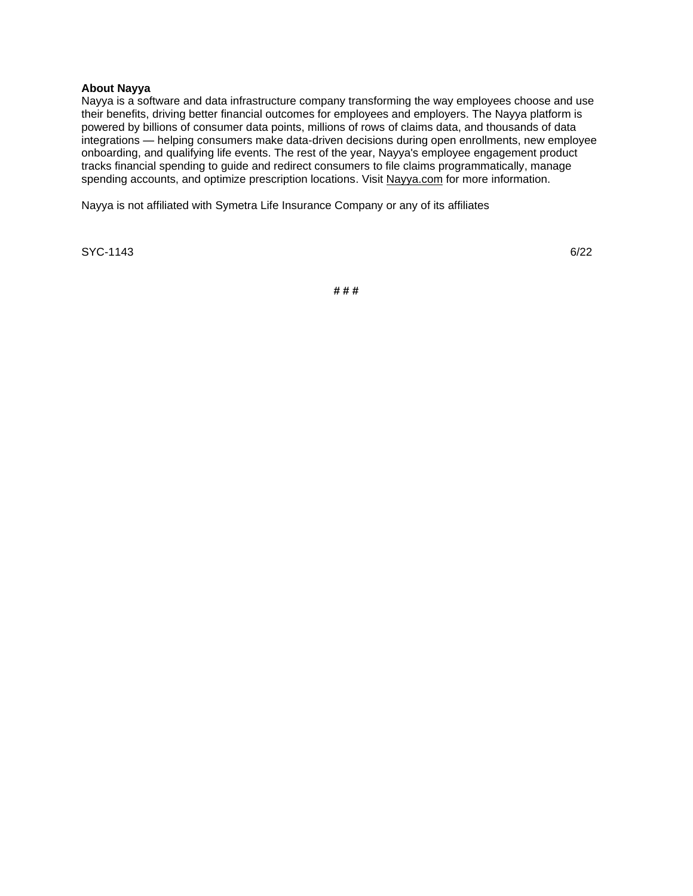**About Nayya**
Nayya is a software and data infrastructure company transforming the way employees choose and use their benefits, driving better financial outcomes for employees and employers. The Nayya platform is powered by billions of consumer data points, millions of rows of claims data, and thousands of data integrations — helping consumers make data-driven decisions during open enrollments, new employee onboarding, and qualifying life events. The rest of the year, Nayya's employee engagement product tracks financial spending to guide and redirect consumers to file claims programmatically, manage spending accounts, and optimize prescription locations. Visit Nayya.com for more information.

Nayya is not affiliated with Symetra Life Insurance Company or any of its affiliates

SYC-1143 6/22

# # #